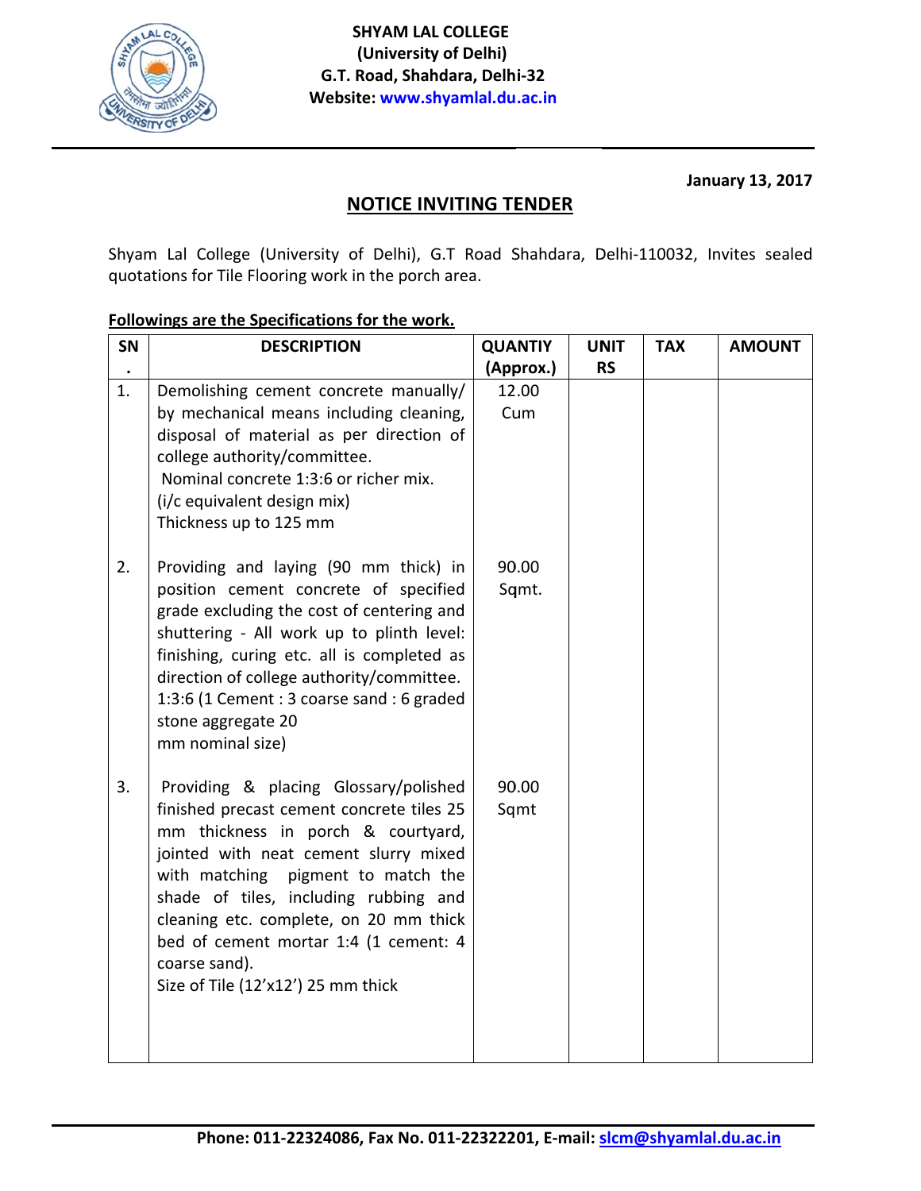**SHYAM LAL COLLEGE**
**(University of Delhi)**
**G.T. Road, Shahdara, Delhi-32**
**Website: www.shyamlal.du.ac.in**

**January 13, 2017**

## NOTICE INVITING TENDER

Shyam Lal College (University of Delhi), G.T Road Shahdara, Delhi-110032, Invites sealed quotations for Tile Flooring work in the porch area.

**Followings are the Specifications for the work.**

| SN. | DESCRIPTION | QUANTIY (Approx.) | UNIT RS | TAX | AMOUNT |
|---|---|---|---|---|---|
| 1. | Demolishing cement concrete manually/ by mechanical means including cleaning, disposal of material as per direction of college authority/committee. Nominal concrete 1:3:6 or richer mix. (i/c equivalent design mix) Thickness up to 125 mm | 12.00 Cum | | | |
| 2. | Providing and laying (90 mm thick) in position cement concrete of specified grade excluding the cost of centering and shuttering - All work up to plinth level: finishing, curing etc. all is completed as direction of college authority/committee. 1:3:6 (1 Cement : 3 coarse sand : 6 graded stone aggregate 20 mm nominal size) | 90.00 Sqmt. | | | |
| 3. | Providing & placing Glossary/polished finished precast cement concrete tiles 25 mm thickness in porch & courtyard, jointed with neat cement slurry mixed with matching pigment to match the shade of tiles, including rubbing and cleaning etc. complete, on 20 mm thick bed of cement mortar 1:4 (1 cement: 4 coarse sand). Size of Tile (12'x12') 25 mm thick | 90.00 Sqmt | | | |

**Phone: 011-22324086, Fax No. 011-22322201, E-mail: slcm@shyamlal.du.ac.in**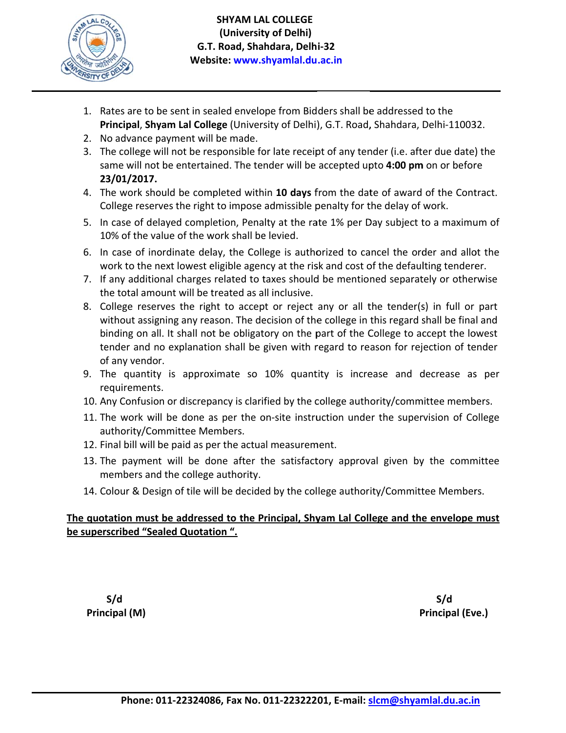**SHYAM LAL COLLEGE**
**(University of Delhi)**
**G.T. Road, Shahdara, Delhi-32**
**Website: www.shyamlal.du.ac.in**

1. Rates are to be sent in sealed envelope from Bidders shall be addressed to the **Principal**, **Shyam Lal College** (University of Delhi), G.T. Road**,** Shahdara, Delhi-110032.
2. No advance payment will be made.
3. The college will not be responsible for late receipt of any tender (i.e. after due date) the same will not be entertained. The tender will be accepted upto **4:00 pm** on or before **23/01/2017.**
4. The work should be completed within **10 days** from the date of award of the Contract. College reserves the right to impose admissible penalty for the delay of work.
5. In case of delayed completion, Penalty at the rate 1% per Day subject to a maximum of 10% of the value of the work shall be levied.
6. In case of inordinate delay, the College is authorized to cancel the order and allot the work to the next lowest eligible agency at the risk and cost of the defaulting tenderer.
7. If any additional charges related to taxes should be mentioned separately or otherwise the total amount will be treated as all inclusive.
8. College reserves the right to accept or reject any or all the tender(s) in full or part without assigning any reason. The decision of the college in this regard shall be final and binding on all. It shall not be obligatory on the part of the College to accept the lowest tender and no explanation shall be given with regard to reason for rejection of tender of any vendor.
9. The quantity is approximate so 10% quantity is increase and decrease as per requirements.
10. Any Confusion or discrepancy is clarified by the college authority/committee members.
11. The work will be done as per the on-site instruction under the supervision of College authority/Committee Members.
12. Final bill will be paid as per the actual measurement.
13. The payment will be done after the satisfactory approval given by the committee members and the college authority.
14. Colour & Design of tile will be decided by the college authority/Committee Members.

**The quotation must be addressed to the Principal, Shyam Lal College and the envelope must be superscribed "Sealed Quotation ".**

**S/d**
**Principal (M)**

**S/d**
**Principal (Eve.)**

**Phone: 011-22324086, Fax No. 011-22322201, E-mail: slcm@shyamlal.du.ac.in**